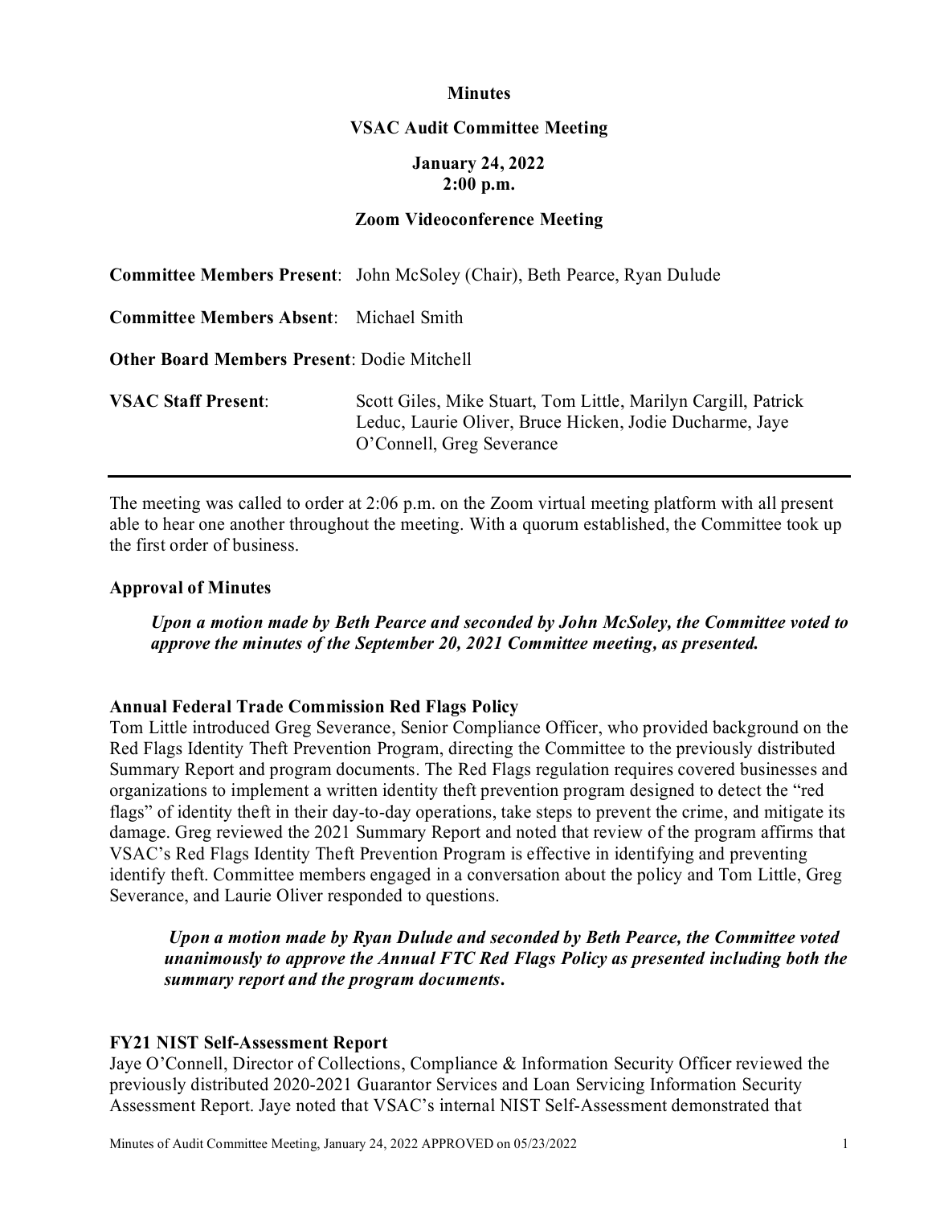**Minutes**

**VSAC Audit Committee Meeting**

**January 24, 2022**
**2:00 p.m.**

**Zoom Videoconference Meeting**

| | |
|---|---|
| **Committee Members Present**: | John McSoley (Chair), Beth Pearce, Ryan Dulude |
| **Committee Members Absent**: | Michael Smith |
| **Other Board Members Present**: | Dodie Mitchell |
| **VSAC Staff Present**: | Scott Giles, Mike Stuart, Tom Little, Marilyn Cargill, Patrick Leduc, Laurie Oliver, Bruce Hicken, Jodie Ducharme, Jaye O'Connell, Greg Severance |

---

The meeting was called to order at 2:06 p.m. on the Zoom virtual meeting platform with all present able to hear one another throughout the meeting. With a quorum established, the Committee took up the first order of business.

**Approval of Minutes**

> ***Upon a motion made by Beth Pearce and seconded by John McSoley, the Committee voted to approve the minutes of the September 20, 2021 Committee meeting, as presented.***

**Annual Federal Trade Commission Red Flags Policy**

Tom Little introduced Greg Severance, Senior Compliance Officer, who provided background on the Red Flags Identity Theft Prevention Program, directing the Committee to the previously distributed Summary Report and program documents. The Red Flags regulation requires covered businesses and organizations to implement a written identity theft prevention program designed to detect the "red flags" of identity theft in their day-to-day operations, take steps to prevent the crime, and mitigate its damage. Greg reviewed the 2021 Summary Report and noted that review of the program affirms that VSAC's Red Flags Identity Theft Prevention Program is effective in identifying and preventing identify theft. Committee members engaged in a conversation about the policy and Tom Little, Greg Severance, and Laurie Oliver responded to questions.

> ***Upon a motion made by Ryan Dulude and seconded by Beth Pearce, the Committee voted unanimously to approve the Annual FTC Red Flags Policy as presented including both the summary report and the program documents.***

**FY21 NIST Self-Assessment Report**

Jaye O'Connell, Director of Collections, Compliance & Information Security Officer reviewed the previously distributed 2020-2021 Guarantor Services and Loan Servicing Information Security Assessment Report. Jaye noted that VSAC's internal NIST Self-Assessment demonstrated that

Minutes of Audit Committee Meeting, January 24, 2022 APPROVED on 05/23/2022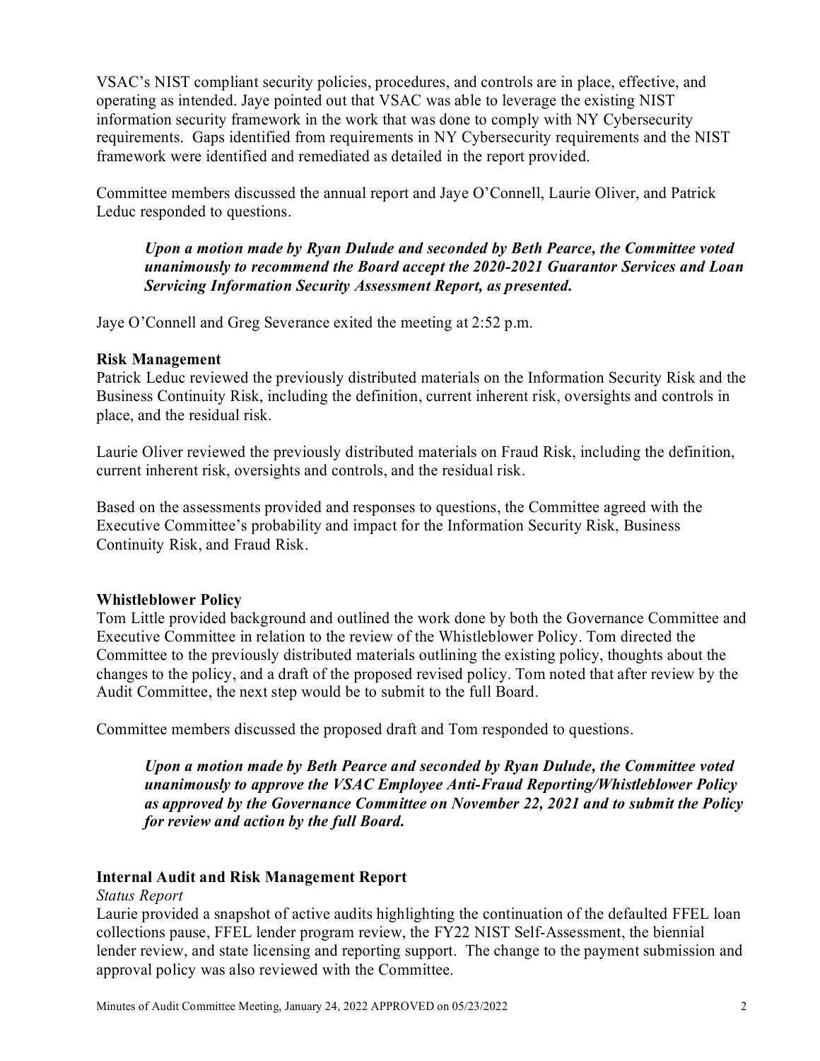VSAC's NIST compliant security policies, procedures, and controls are in place, effective, and operating as intended. Jaye pointed out that VSAC was able to leverage the existing NIST information security framework in the work that was done to comply with NY Cybersecurity requirements. Gaps identified from requirements in NY Cybersecurity requirements and the NIST framework were identified and remediated as detailed in the report provided.

Committee members discussed the annual report and Jaye O'Connell, Laurie Oliver, and Patrick Leduc responded to questions.

> ***Upon a motion made by Ryan Dulude and seconded by Beth Pearce, the Committee voted unanimously to recommend the Board accept the 2020-2021 Guarantor Services and Loan Servicing Information Security Assessment Report, as presented.***

Jaye O'Connell and Greg Severance exited the meeting at 2:52 p.m.

**Risk Management**

Patrick Leduc reviewed the previously distributed materials on the Information Security Risk and the Business Continuity Risk, including the definition, current inherent risk, oversights and controls in place, and the residual risk.

Laurie Oliver reviewed the previously distributed materials on Fraud Risk, including the definition, current inherent risk, oversights and controls, and the residual risk.

Based on the assessments provided and responses to questions, the Committee agreed with the Executive Committee's probability and impact for the Information Security Risk, Business Continuity Risk, and Fraud Risk.

**Whistleblower Policy**

Tom Little provided background and outlined the work done by both the Governance Committee and Executive Committee in relation to the review of the Whistleblower Policy. Tom directed the Committee to the previously distributed materials outlining the existing policy, thoughts about the changes to the policy, and a draft of the proposed revised policy. Tom noted that after review by the Audit Committee, the next step would be to submit to the full Board.

Committee members discussed the proposed draft and Tom responded to questions.

> ***Upon a motion made by Beth Pearce and seconded by Ryan Dulude, the Committee voted unanimously to approve the VSAC Employee Anti-Fraud Reporting/Whistleblower Policy as approved by the Governance Committee on November 22, 2021 and to submit the Policy for review and action by the full Board.***

**Internal Audit and Risk Management Report**

*Status Report*

Laurie provided a snapshot of active audits highlighting the continuation of the defaulted FFEL loan collections pause, FFEL lender program review, the FY22 NIST Self-Assessment, the biennial lender review, and state licensing and reporting support. The change to the payment submission and approval policy was also reviewed with the Committee.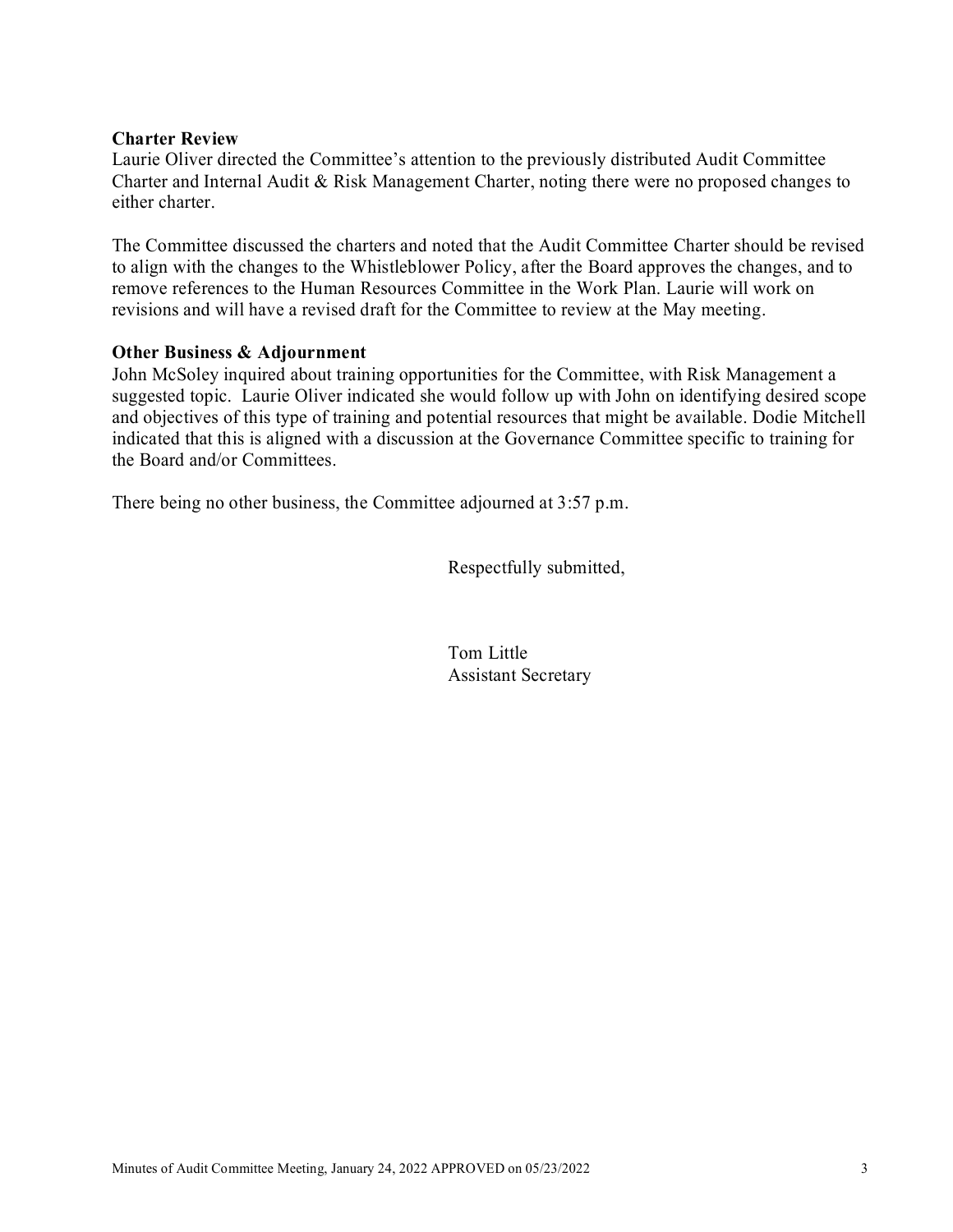**Charter Review**

Laurie Oliver directed the Committee's attention to the previously distributed Audit Committee Charter and Internal Audit & Risk Management Charter, noting there were no proposed changes to either charter.

The Committee discussed the charters and noted that the Audit Committee Charter should be revised to align with the changes to the Whistleblower Policy, after the Board approves the changes, and to remove references to the Human Resources Committee in the Work Plan. Laurie will work on revisions and will have a revised draft for the Committee to review at the May meeting.

**Other Business & Adjournment**

John McSoley inquired about training opportunities for the Committee, with Risk Management a suggested topic. Laurie Oliver indicated she would follow up with John on identifying desired scope and objectives of this type of training and potential resources that might be available. Dodie Mitchell indicated that this is aligned with a discussion at the Governance Committee specific to training for the Board and/or Committees.

There being no other business, the Committee adjourned at 3:57 p.m.

Respectfully submitted,

Tom Little
Assistant Secretary